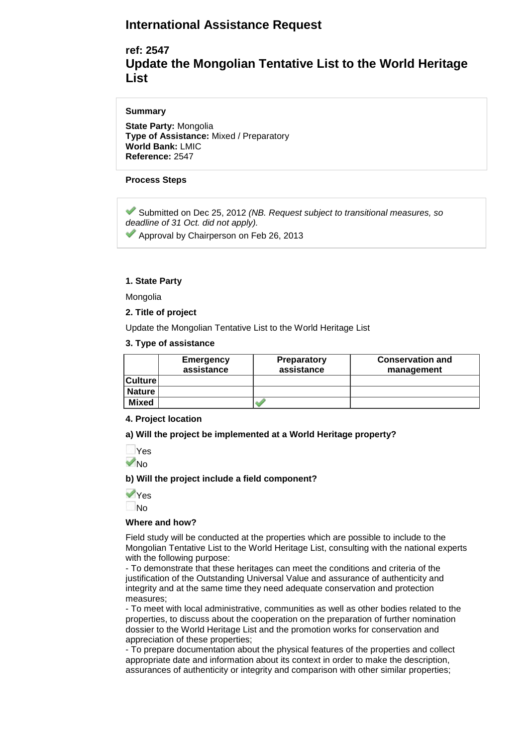# International Assistance Request

## ref: 2547
## Update the Mongolian Tentative List to the World Heritage List

**Summary**

**State Party:** Mongolia
**Type of Assistance:** Mixed / Preparatory
**World Bank:** LMIC
**Reference:** 2547

**Process Steps**

✔ Submitted on Dec 25, 2012 *(NB. Request subject to transitional measures, so deadline of 31 Oct. did not apply).*
✔ Approval by Chairperson on Feb 26, 2013

**1. State Party**

Mongolia

**2. Title of project**

Update the Mongolian Tentative List to the World Heritage List

**3. Type of assistance**

| | Emergency assistance | Preparatory assistance | Conservation and management |
|---|---|---|---|
| **Culture** | | | |
| **Nature** | | | |
| **Mixed** | | ✔ | |

**4. Project location**

**a) Will the project be implemented at a World Heritage property?**

☐ Yes
✔ No

**b) Will the project include a field component?**

✔ Yes
☐ No

**Where and how?**

Field study will be conducted at the properties which are possible to include to the Mongolian Tentative List to the World Heritage List, consulting with the national experts with the following purpose:
- To demonstrate that these heritages can meet the conditions and criteria of the justification of the Outstanding Universal Value and assurance of authenticity and integrity and at the same time they need adequate conservation and protection measures;
- To meet with local administrative, communities as well as other bodies related to the properties, to discuss about the cooperation on the preparation of further nomination dossier to the World Heritage List and the promotion works for conservation and appreciation of these properties;
- To prepare documentation about the physical features of the properties and collect appropriate date and information about its context in order to make the description, assurances of authenticity or integrity and comparison with other similar properties;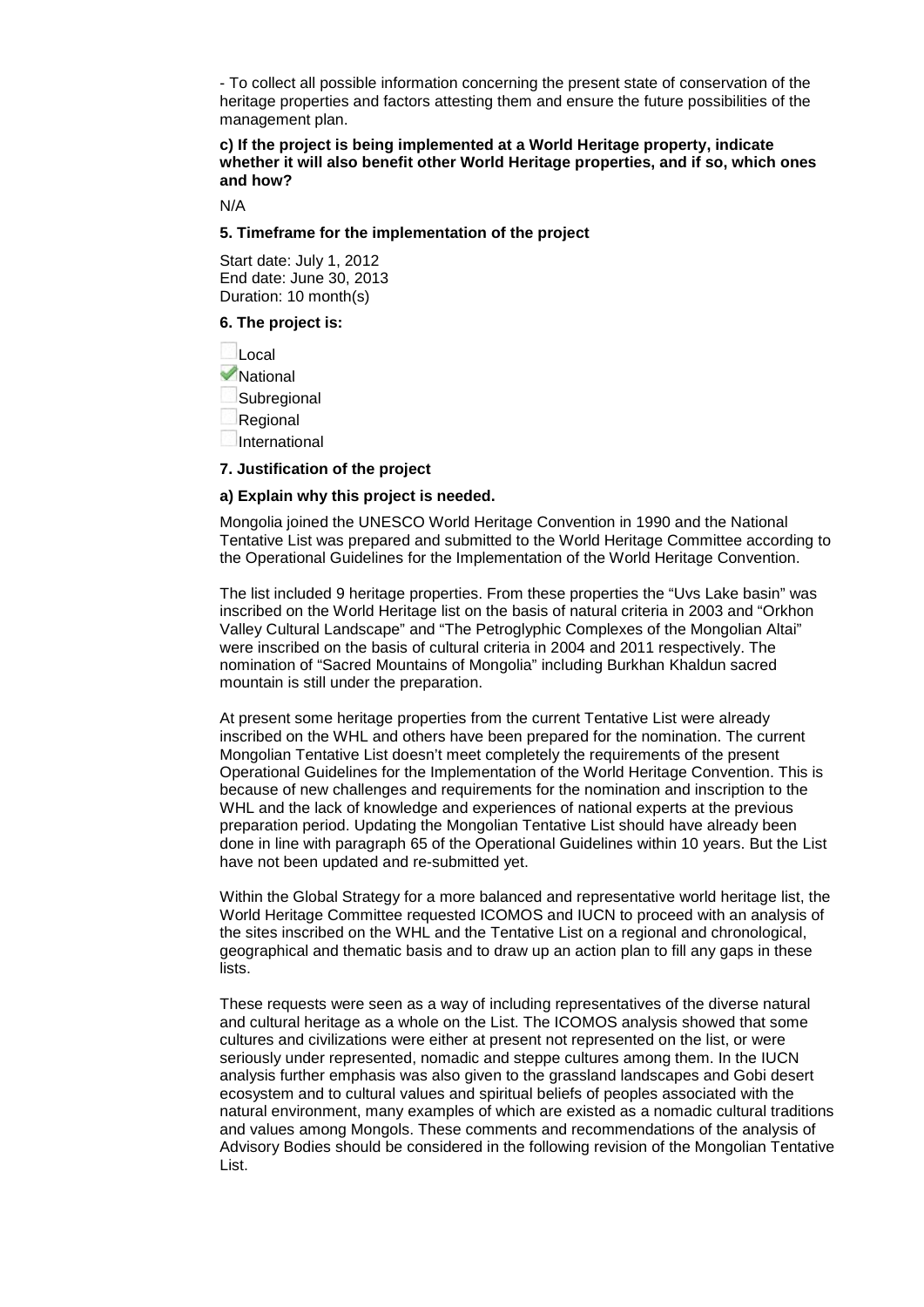- To collect all possible information concerning the present state of conservation of the heritage properties and factors attesting them and ensure the future possibilities of the management plan.

**c) If the project is being implemented at a World Heritage property, indicate whether it will also benefit other World Heritage properties, and if so, which ones and how?**

N/A

**5. Timeframe for the implementation of the project**

Start date: July 1, 2012
End date: June 30, 2013
Duration: 10 month(s)

**6. The project is:**

- [ ] Local
- [x] National
- [ ] Subregional
- [ ] Regional
- [ ] International

**7. Justification of the project**

**a) Explain why this project is needed.**

Mongolia joined the UNESCO World Heritage Convention in 1990 and the National Tentative List was prepared and submitted to the World Heritage Committee according to the Operational Guidelines for the Implementation of the World Heritage Convention.

The list included 9 heritage properties. From these properties the "Uvs Lake basin" was inscribed on the World Heritage list on the basis of natural criteria in 2003 and "Orkhon Valley Cultural Landscape" and "The Petroglyphic Complexes of the Mongolian Altai" were inscribed on the basis of cultural criteria in 2004 and 2011 respectively. The nomination of "Sacred Mountains of Mongolia" including Burkhan Khaldun sacred mountain is still under the preparation.

At present some heritage properties from the current Tentative List were already inscribed on the WHL and others have been prepared for the nomination. The current Mongolian Tentative List doesn't meet completely the requirements of the present Operational Guidelines for the Implementation of the World Heritage Convention. This is because of new challenges and requirements for the nomination and inscription to the WHL and the lack of knowledge and experiences of national experts at the previous preparation period. Updating the Mongolian Tentative List should have already been done in line with paragraph 65 of the Operational Guidelines within 10 years. But the List have not been updated and re-submitted yet.

Within the Global Strategy for a more balanced and representative world heritage list, the World Heritage Committee requested ICOMOS and IUCN to proceed with an analysis of the sites inscribed on the WHL and the Tentative List on a regional and chronological, geographical and thematic basis and to draw up an action plan to fill any gaps in these lists.

These requests were seen as a way of including representatives of the diverse natural and cultural heritage as a whole on the List. The ICOMOS analysis showed that some cultures and civilizations were either at present not represented on the list, or were seriously under represented, nomadic and steppe cultures among them. In the IUCN analysis further emphasis was also given to the grassland landscapes and Gobi desert ecosystem and to cultural values and spiritual beliefs of peoples associated with the natural environment, many examples of which are existed as a nomadic cultural traditions and values among Mongols. These comments and recommendations of the analysis of Advisory Bodies should be considered in the following revision of the Mongolian Tentative List.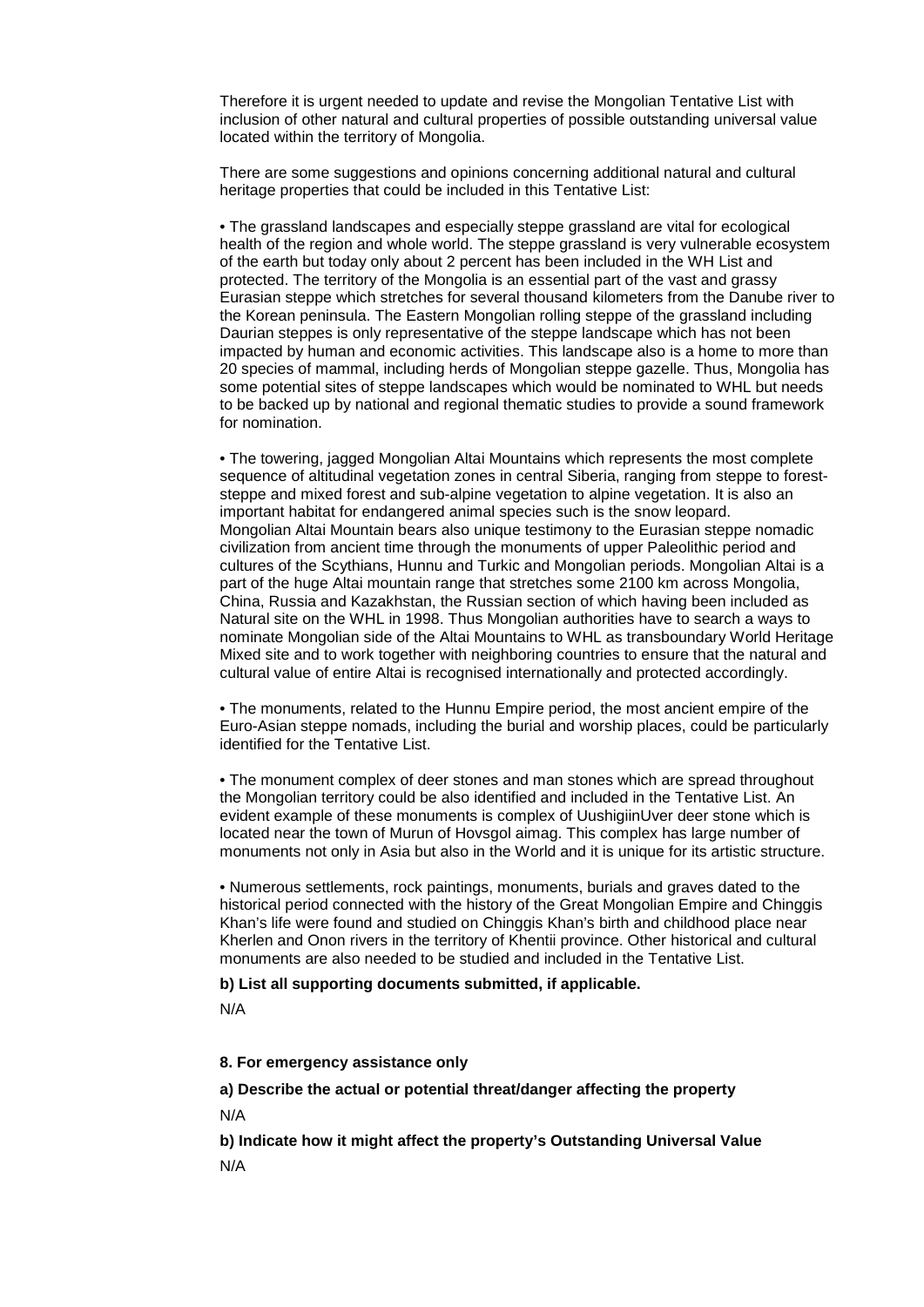Therefore it is urgent needed to update and revise the Mongolian Tentative List with inclusion of other natural and cultural properties of possible outstanding universal value located within the territory of Mongolia.

There are some suggestions and opinions concerning additional natural and cultural heritage properties that could be included in this Tentative List:

- The grassland landscapes and especially steppe grassland are vital for ecological health of the region and whole world. The steppe grassland is very vulnerable ecosystem of the earth but today only about 2 percent has been included in the WH List and protected. The territory of the Mongolia is an essential part of the vast and grassy Eurasian steppe which stretches for several thousand kilometers from the Danube river to the Korean peninsula. The Eastern Mongolian rolling steppe of the grassland including Daurian steppes is only representative of the steppe landscape which has not been impacted by human and economic activities. This landscape also is a home to more than 20 species of mammal, including herds of Mongolian steppe gazelle. Thus, Mongolia has some potential sites of steppe landscapes which would be nominated to WHL but needs to be backed up by national and regional thematic studies to provide a sound framework for nomination.

- The towering, jagged Mongolian Altai Mountains which represents the most complete sequence of altitudinal vegetation zones in central Siberia, ranging from steppe to forest-steppe and mixed forest and sub-alpine vegetation to alpine vegetation. It is also an important habitat for endangered animal species such is the snow leopard. Mongolian Altai Mountain bears also unique testimony to the Eurasian steppe nomadic civilization from ancient time through the monuments of upper Paleolithic period and cultures of the Scythians, Hunnu and Turkic and Mongolian periods. Mongolian Altai is a part of the huge Altai mountain range that stretches some 2100 km across Mongolia, China, Russia and Kazakhstan, the Russian section of which having been included as Natural site on the WHL in 1998. Thus Mongolian authorities have to search a ways to nominate Mongolian side of the Altai Mountains to WHL as transboundary World Heritage Mixed site and to work together with neighboring countries to ensure that the natural and cultural value of entire Altai is recognised internationally and protected accordingly.

- The monuments, related to the Hunnu Empire period, the most ancient empire of the Euro-Asian steppe nomads, including the burial and worship places, could be particularly identified for the Tentative List.

- The monument complex of deer stones and man stones which are spread throughout the Mongolian territory could be also identified and included in the Tentative List. An evident example of these monuments is complex of UushigiinUver deer stone which is located near the town of Murun of Hovsgol aimag. This complex has large number of monuments not only in Asia but also in the World and it is unique for its artistic structure.

- Numerous settlements, rock paintings, monuments, burials and graves dated to the historical period connected with the history of the Great Mongolian Empire and Chinggis Khan's life were found and studied on Chinggis Khan's birth and childhood place near Kherlen and Onon rivers in the territory of Khentii province. Other historical and cultural monuments are also needed to be studied and included in the Tentative List.

**b) List all supporting documents submitted, if applicable.**

N/A

**8. For emergency assistance only**

**a) Describe the actual or potential threat/danger affecting the property**

N/A

**b) Indicate how it might affect the property's Outstanding Universal Value**

N/A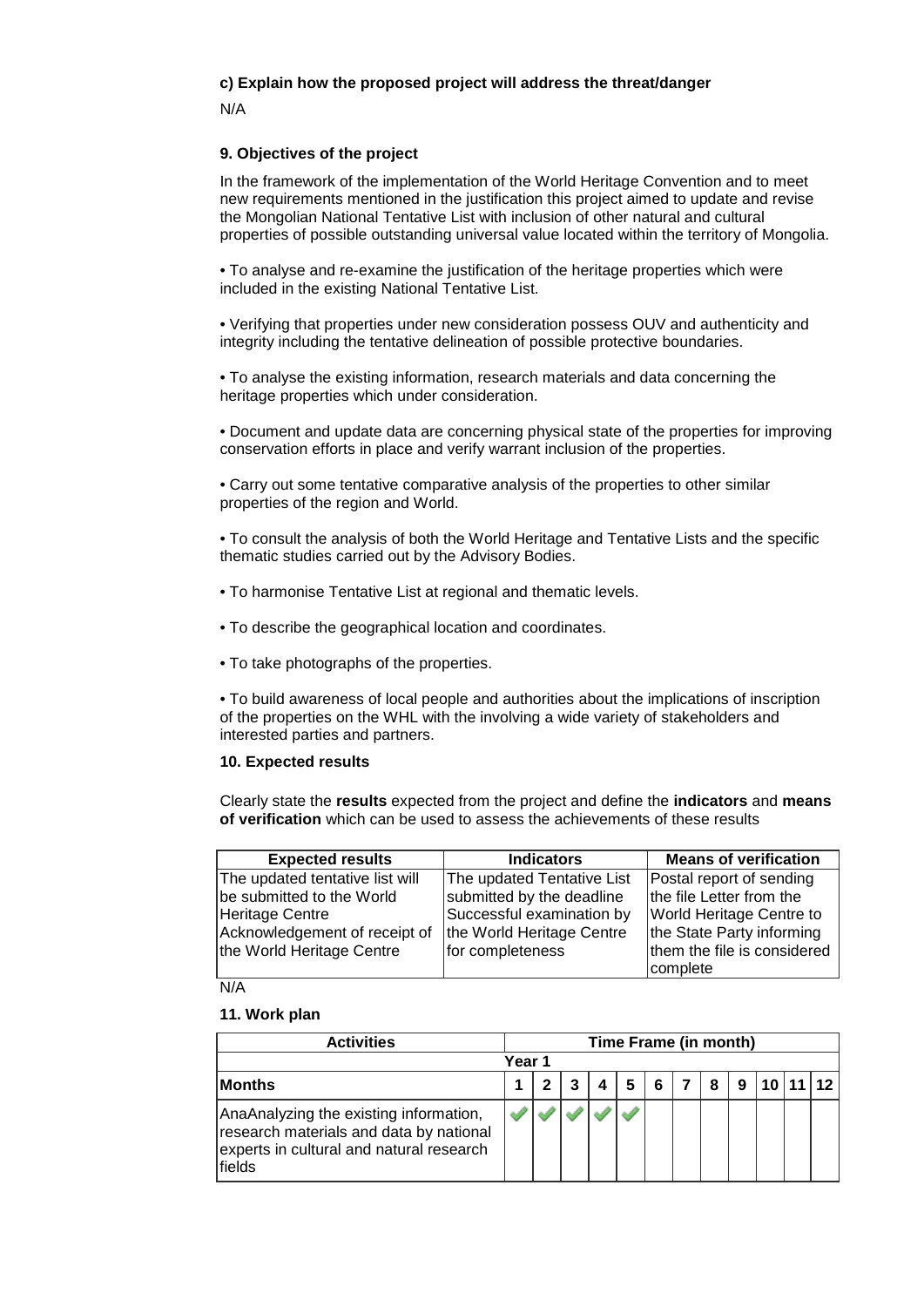**c) Explain how the proposed project will address the threat/danger**

N/A

**9. Objectives of the project**

In the framework of the implementation of the World Heritage Convention and to meet new requirements mentioned in the justification this project aimed to update and revise the Mongolian National Tentative List with inclusion of other natural and cultural properties of possible outstanding universal value located within the territory of Mongolia.

• To analyse and re-examine the justification of the heritage properties which were included in the existing National Tentative List.

• Verifying that properties under new consideration possess OUV and authenticity and integrity including the tentative delineation of possible protective boundaries.

• To analyse the existing information, research materials and data concerning the heritage properties which under consideration.

• Document and update data are concerning physical state of the properties for improving conservation efforts in place and verify warrant inclusion of the properties.

• Carry out some tentative comparative analysis of the properties to other similar properties of the region and World.

• To consult the analysis of both the World Heritage and Tentative Lists and the specific thematic studies carried out by the Advisory Bodies.

• To harmonise Tentative List at regional and thematic levels.

• To describe the geographical location and coordinates.

• To take photographs of the properties.

• To build awareness of local people and authorities about the implications of inscription of the properties on the WHL with the involving a wide variety of stakeholders and interested parties and partners.

**10. Expected results**

Clearly state the **results** expected from the project and define the **indicators** and **means of verification** which can be used to assess the achievements of these results

| Expected results | Indicators | Means of verification |
|---|---|---|
| The updated tentative list will be submitted to the World Heritage Centre Acknowledgement of receipt of the World Heritage Centre | The updated Tentative List submitted by the deadline Successful examination by the World Heritage Centre for completeness | Postal report of sending the file Letter from the World Heritage Centre to the State Party informing them the file is considered complete |

N/A

**11. Work plan**

| Activities | Time Frame (in month) | | | | | | | | | | | |
|---|---|---|---|---|---|---|---|---|---|---|---|---|
| | Year 1 | | | | | | | | | | | |
| **Months** | 1 | 2 | 3 | 4 | 5 | 6 | 7 | 8 | 9 | 10 | 11 | 12 |
| AnaAnalyzing the existing information, research materials and data by national experts in cultural and natural research fields | ✓ | ✓ | ✓ | ✓ | ✓ | | | | | | | |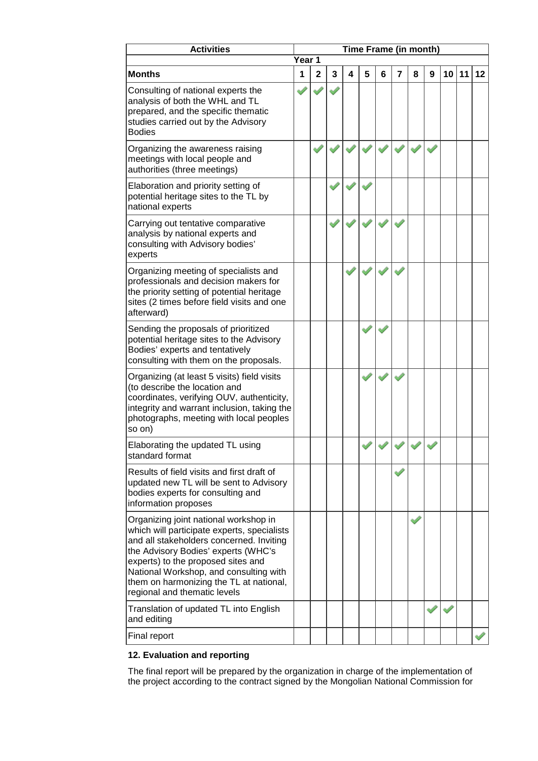| Activities | Time Frame (in month) | | | | | | | | | | | |
|---|---|---|---|---|---|---|---|---|---|---|---|---|
| | Year 1 | | | | | | | | | | | |
| **Months** | 1 | 2 | 3 | 4 | 5 | 6 | 7 | 8 | 9 | 10 | 11 | 12 |
| Consulting of national experts the analysis of both the WHL and TL prepared, and the specific thematic studies carried out by the Advisory Bodies | ✓ | ✓ | ✓ | | | | | | | | | |
| Organizing the awareness raising meetings with local people and authorities (three meetings) | | ✓ | ✓ | ✓ | ✓ | ✓ | ✓ | ✓ | ✓ | | | |
| Elaboration and priority setting of potential heritage sites to the TL by national experts | | | ✓ | ✓ | ✓ | | | | | | | |
| Carrying out tentative comparative analysis by national experts and consulting with Advisory bodies' experts | | | ✓ | ✓ | ✓ | ✓ | ✓ | | | | | |
| Organizing meeting of specialists and professionals and decision makers for the priority setting of potential heritage sites (2 times before field visits and one afterward) | | | | ✓ | ✓ | ✓ | ✓ | | | | | |
| Sending the proposals of prioritized potential heritage sites to the Advisory Bodies' experts and tentatively consulting with them on the proposals. | | | | | ✓ | ✓ | | | | | | |
| Organizing (at least 5 visits) field visits (to describe the location and coordinates, verifying OUV, authenticity, integrity and warrant inclusion, taking the photographs, meeting with local peoples so on) | | | | | ✓ | ✓ | ✓ | | | | | |
| Elaborating the updated TL using standard format | | | | | ✓ | ✓ | ✓ | ✓ | ✓ | | | |
| Results of field visits and first draft of updated new TL will be sent to Advisory bodies experts for consulting and information proposes | | | | | | | ✓ | | | | | |
| Organizing joint national workshop in which will participate experts, specialists and all stakeholders concerned. Inviting the Advisory Bodies' experts (WHC's experts) to the proposed sites and National Workshop, and consulting with them on harmonizing the TL at national, regional and thematic levels | | | | | | | | ✓ | | | | |
| Translation of updated TL into English and editing | | | | | | | | | ✓ | ✓ | | |
| Final report | | | | | | | | | | | | ✓ |

**12. Evaluation and reporting**

The final report will be prepared by the organization in charge of the implementation of the project according to the contract signed by the Mongolian National Commission for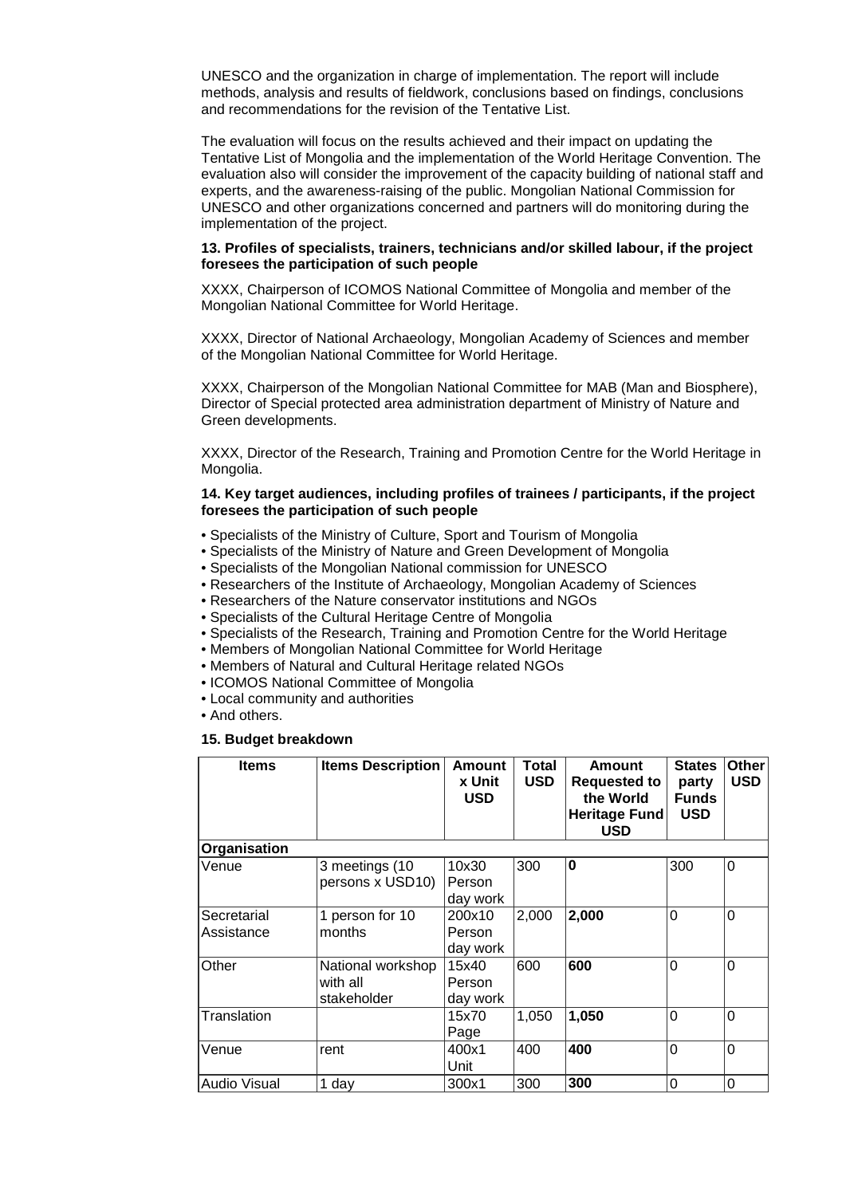UNESCO and the organization in charge of implementation. The report will include methods, analysis and results of fieldwork, conclusions based on findings, conclusions and recommendations for the revision of the Tentative List.

The evaluation will focus on the results achieved and their impact on updating the Tentative List of Mongolia and the implementation of the World Heritage Convention. The evaluation also will consider the improvement of the capacity building of national staff and experts, and the awareness-raising of the public. Mongolian National Commission for UNESCO and other organizations concerned and partners will do monitoring during the implementation of the project.

**13. Profiles of specialists, trainers, technicians and/or skilled labour, if the project foresees the participation of such people**

XXXX, Chairperson of ICOMOS National Committee of Mongolia and member of the Mongolian National Committee for World Heritage.

XXXX, Director of National Archaeology, Mongolian Academy of Sciences and member of the Mongolian National Committee for World Heritage.

XXXX, Chairperson of the Mongolian National Committee for MAB (Man and Biosphere), Director of Special protected area administration department of Ministry of Nature and Green developments.

XXXX, Director of the Research, Training and Promotion Centre for the World Heritage in Mongolia.

**14. Key target audiences, including profiles of trainees / participants, if the project foresees the participation of such people**

- Specialists of the Ministry of Culture, Sport and Tourism of Mongolia
- Specialists of the Ministry of Nature and Green Development of Mongolia
- Specialists of the Mongolian National commission for UNESCO
- Researchers of the Institute of Archaeology, Mongolian Academy of Sciences
- Researchers of the Nature conservator institutions and NGOs
- Specialists of the Cultural Heritage Centre of Mongolia
- Specialists of the Research, Training and Promotion Centre for the World Heritage
- Members of Mongolian National Committee for World Heritage
- Members of Natural and Cultural Heritage related NGOs
- ICOMOS National Committee of Mongolia
- Local community and authorities
- And others.

**15. Budget breakdown**

| Items | Items Description | Amount x Unit USD | Total USD | Amount Requested to the World Heritage Fund USD | States party Funds USD | Other USD |
|---|---|---|---|---|---|---|
| **Organisation** | | | | | | |
| Venue | 3 meetings (10 persons x USD10) | 10x30 Person day work | 300 | **0** | 300 | 0 |
| Secretarial Assistance | 1 person for 10 months | 200x10 Person day work | 2,000 | **2,000** | 0 | 0 |
| Other | National workshop with all stakeholder | 15x40 Person day work | 600 | **600** | 0 | 0 |
| Translation | | 15x70 Page | 1,050 | **1,050** | 0 | 0 |
| Venue | rent | 400x1 Unit | 400 | **400** | 0 | 0 |
| Audio Visual | 1 day | 300x1 | 300 | **300** | 0 | 0 |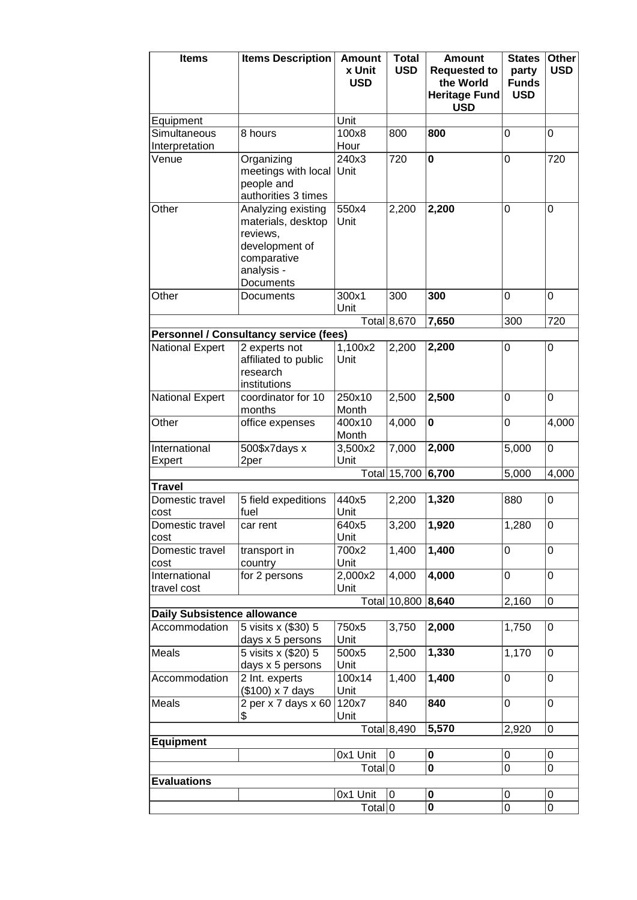| Items | Items Description | Amount x Unit USD | Total USD | Amount Requested to the World Heritage Fund USD | States party Funds USD | Other USD |
|---|---|---|---|---|---|---|
| Equipment | | Unit | | | | |
| Simultaneous Interpretation | 8 hours | 100x8 Hour | 800 | **800** | 0 | 0 |
| Venue | Organizing meetings with local people and authorities 3 times | 240x3 Unit | 720 | **0** | 0 | 720 |
| Other | Analyzing existing materials, desktop reviews, development of comparative analysis - Documents | 550x4 Unit | 2,200 | **2,200** | 0 | 0 |
| Other | Documents | 300x1 Unit | 300 | **300** | 0 | 0 |
| | | Total | 8,670 | **7,650** | 300 | 720 |
| **Personnel / Consultancy service (fees)** | | | | | | |
| National Expert | 2 experts not affiliated to public research institutions | 1,100x2 Unit | 2,200 | **2,200** | 0 | 0 |
| National Expert | coordinator for 10 months | 250x10 Month | 2,500 | **2,500** | 0 | 0 |
| Other | office expenses | 400x10 Month | 4,000 | **0** | 0 | 4,000 |
| International Expert | 500$x7days x 2per | 3,500x2 Unit | 7,000 | **2,000** | 5,000 | 0 |
| | | Total | 15,700 | **6,700** | 5,000 | 4,000 |
| **Travel** | | | | | | |
| Domestic travel cost | 5 field expeditions fuel | 440x5 Unit | 2,200 | **1,320** | 880 | 0 |
| Domestic travel cost | car rent | 640x5 Unit | 3,200 | **1,920** | 1,280 | 0 |
| Domestic travel cost | transport in country | 700x2 Unit | 1,400 | **1,400** | 0 | 0 |
| International travel cost | for 2 persons | 2,000x2 Unit | 4,000 | **4,000** | 0 | 0 |
| | | Total | 10,800 | **8,640** | 2,160 | 0 |
| **Daily Subsistence allowance** | | | | | | |
| Accommodation | 5 visits x ($30) 5 days x 5 persons | 750x5 Unit | 3,750 | **2,000** | 1,750 | 0 |
| Meals | 5 visits x ($20) 5 days x 5 persons | 500x5 Unit | 2,500 | **1,330** | 1,170 | 0 |
| Accommodation | 2 Int. experts ($100) x 7 days | 100x14 Unit | 1,400 | **1,400** | 0 | 0 |
| Meals | 2 per x 7 days x 60 $ | 120x7 Unit | 840 | **840** | 0 | 0 |
| | | Total | 8,490 | **5,570** | 2,920 | 0 |
| **Equipment** | | | | | | |
| | | 0x1 Unit | 0 | **0** | 0 | 0 |
| | | Total | 0 | **0** | 0 | 0 |
| **Evaluations** | | | | | | |
| | | 0x1 Unit | 0 | **0** | 0 | 0 |
| | | Total | 0 | **0** | 0 | 0 |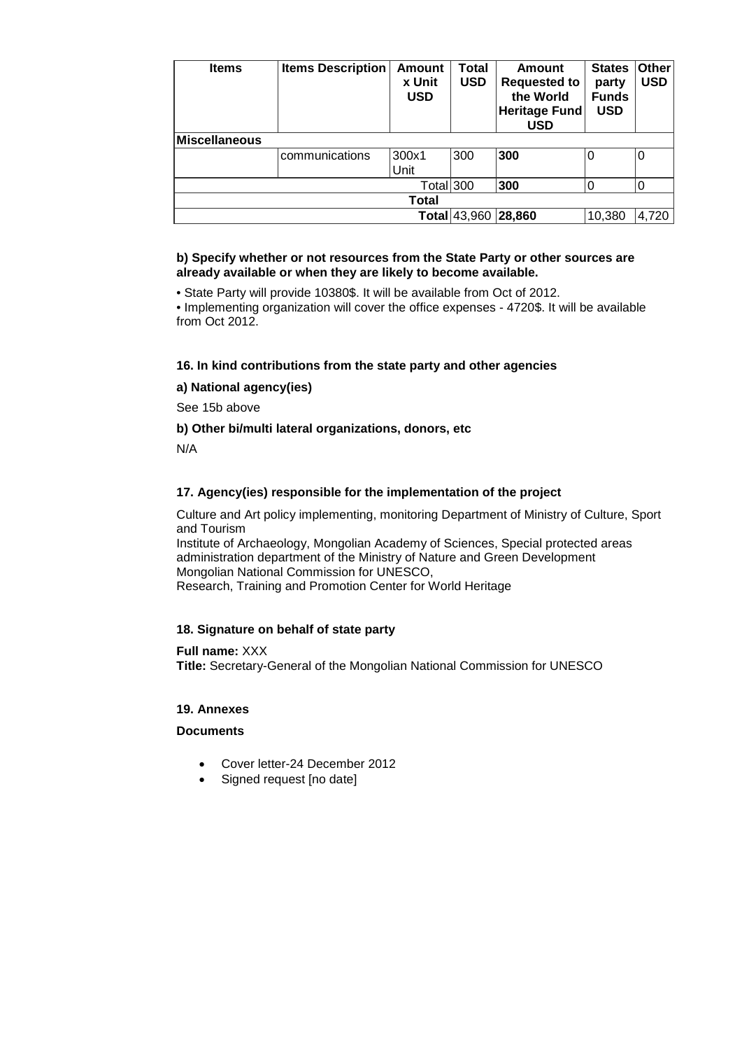| Items | Items Description | Amount x Unit USD | Total USD | Amount Requested to the World Heritage Fund USD | States party Funds USD | Other USD |
|---|---|---|---|---|---|---|
| **Miscellaneous** | | | | | | |
| | communications | 300x1 Unit | 300 | **300** | 0 | 0 |
| | | Total | 300 | **300** | 0 | 0 |
| | | **Total** | | | | |
| | | **Total** | 43,960 | **28,860** | 10,380 | 4,720 |

**b) Specify whether or not resources from the State Party or other sources are already available or when they are likely to become available.**

• State Party will provide 10380$. It will be available from Oct of 2012.
• Implementing organization will cover the office expenses - 4720$. It will be available from Oct 2012.

**16. In kind contributions from the state party and other agencies**

**a) National agency(ies)**

See 15b above

**b) Other bi/multi lateral organizations, donors, etc**

N/A

**17. Agency(ies) responsible for the implementation of the project**

Culture and Art policy implementing, monitoring Department of Ministry of Culture, Sport and Tourism
Institute of Archaeology, Mongolian Academy of Sciences, Special protected areas administration department of the Ministry of Nature and Green Development
Mongolian National Commission for UNESCO,
Research, Training and Promotion Center for World Heritage

**18. Signature on behalf of state party**

**Full name:** XXX
**Title:** Secretary-General of the Mongolian National Commission for UNESCO

**19. Annexes**

**Documents**

- Cover letter-24 December 2012
- Signed request [no date]